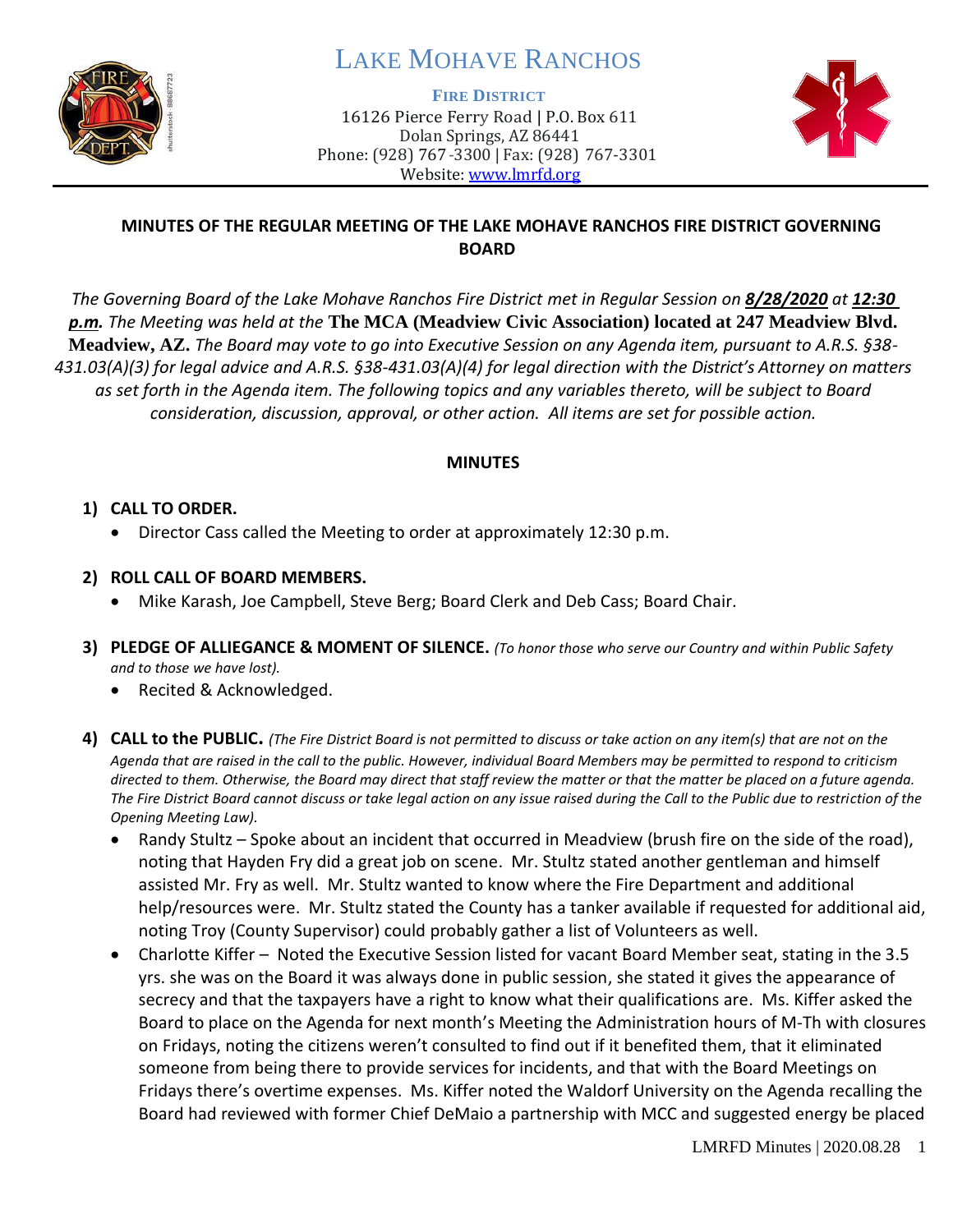# LAKE MOHAVE RANCHOS

**FIRE DISTRICT**

16126 Pierce Ferry Road | P.O. Box 611
Dolan Springs, AZ 86441
Phone: (928) 767-3300 | Fax: (928) 767-3301
Website: www.lmrfd.org

**MINUTES OF THE REGULAR MEETING OF THE LAKE MOHAVE RANCHOS FIRE DISTRICT GOVERNING BOARD**

*The Governing Board of the Lake Mohave Ranchos Fire District met in Regular Session on **8/28/2020** at **12:30 p.m.** The Meeting was held at the* **The MCA (Meadview Civic Association) located at 247 Meadview Blvd. Meadview, AZ.** *The Board may vote to go into Executive Session on any Agenda item, pursuant to A.R.S. §38-431.03(A)(3) for legal advice and A.R.S. §38-431.03(A)(4) for legal direction with the District's Attorney on matters as set forth in the Agenda item. The following topics and any variables thereto, will be subject to Board consideration, discussion, approval, or other action. All items are set for possible action.*

**MINUTES**

1) **CALL TO ORDER.**
   - Director Cass called the Meeting to order at approximately 12:30 p.m.

2) **ROLL CALL OF BOARD MEMBERS.**
   - Mike Karash, Joe Campbell, Steve Berg; Board Clerk and Deb Cass; Board Chair.

3) **PLEDGE OF ALLEGIANCE & MOMENT OF SILENCE.** *(To honor those who serve our Country and within Public Safety and to those we have lost).*
   - Recited & Acknowledged.

4) **CALL to the PUBLIC.** *(The Fire District Board is not permitted to discuss or take action on any item(s) that are not on the Agenda that are raised in the call to the public. However, individual Board Members may be permitted to respond to criticism directed to them. Otherwise, the Board may direct that staff review the matter or that the matter be placed on a future agenda. The Fire District Board cannot discuss or take legal action on any issue raised during the Call to the Public due to restriction of the Opening Meeting Law).*
   - Randy Stultz – Spoke about an incident that occurred in Meadview (brush fire on the side of the road), noting that Hayden Fry did a great job on scene. Mr. Stultz stated another gentleman and himself assisted Mr. Fry as well. Mr. Stultz wanted to know where the Fire Department and additional help/resources were. Mr. Stultz stated the County has a tanker available if requested for additional aid, noting Troy (County Supervisor) could probably gather a list of Volunteers as well.
   - Charlotte Kiffer – Noted the Executive Session listed for vacant Board Member seat, stating in the 3.5 yrs. she was on the Board it was always done in public session, she stated it gives the appearance of secrecy and that the taxpayers have a right to know what their qualifications are. Ms. Kiffer asked the Board to place on the Agenda for next month's Meeting the Administration hours of M-Th with closures on Fridays, noting the citizens weren't consulted to find out if it benefited them, that it eliminated someone from being there to provide services for incidents, and that with the Board Meetings on Fridays there's overtime expenses. Ms. Kiffer noted the Waldorf University on the Agenda recalling the Board had reviewed with former Chief DeMaio a partnership with MCC and suggested energy be placed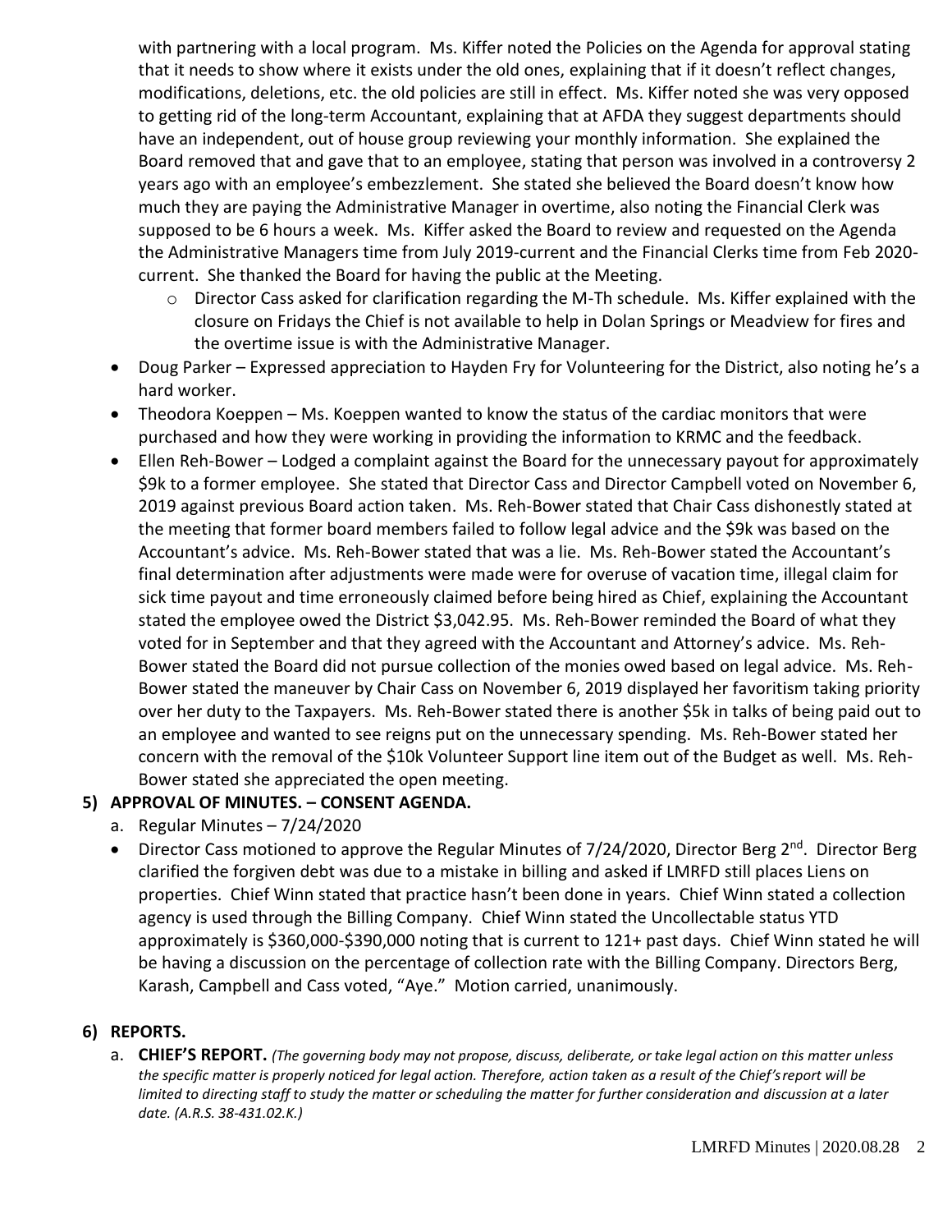with partnering with a local program. Ms. Kiffer noted the Policies on the Agenda for approval stating that it needs to show where it exists under the old ones, explaining that if it doesn't reflect changes, modifications, deletions, etc. the old policies are still in effect. Ms. Kiffer noted she was very opposed to getting rid of the long-term Accountant, explaining that at AFDA they suggest departments should have an independent, out of house group reviewing your monthly information. She explained the Board removed that and gave that to an employee, stating that person was involved in a controversy 2 years ago with an employee's embezzlement. She stated she believed the Board doesn't know how much they are paying the Administrative Manager in overtime, also noting the Financial Clerk was supposed to be 6 hours a week. Ms. Kiffer asked the Board to review and requested on the Agenda the Administrative Managers time from July 2019-current and the Financial Clerks time from Feb 2020-current. She thanked the Board for having the public at the Meeting.

  - Director Cass asked for clarification regarding the M-Th schedule. Ms. Kiffer explained with the closure on Fridays the Chief is not available to help in Dolan Springs or Meadview for fires and the overtime issue is with the Administrative Manager.

- Doug Parker – Expressed appreciation to Hayden Fry for Volunteering for the District, also noting he's a hard worker.
- Theodora Koeppen – Ms. Koeppen wanted to know the status of the cardiac monitors that were purchased and how they were working in providing the information to KRMC and the feedback.
- Ellen Reh-Bower – Lodged a complaint against the Board for the unnecessary payout for approximately $9k to a former employee. She stated that Director Cass and Director Campbell voted on November 6, 2019 against previous Board action taken. Ms. Reh-Bower stated that Chair Cass dishonestly stated at the meeting that former board members failed to follow legal advice and the $9k was based on the Accountant's advice. Ms. Reh-Bower stated that was a lie. Ms. Reh-Bower stated the Accountant's final determination after adjustments were made were for overuse of vacation time, illegal claim for sick time payout and time erroneously claimed before being hired as Chief, explaining the Accountant stated the employee owed the District $3,042.95. Ms. Reh-Bower reminded the Board of what they voted for in September and that they agreed with the Accountant and Attorney's advice. Ms. Reh-Bower stated the Board did not pursue collection of the monies owed based on legal advice. Ms. Reh-Bower stated the maneuver by Chair Cass on November 6, 2019 displayed her favoritism taking priority over her duty to the Taxpayers. Ms. Reh-Bower stated there is another $5k in talks of being paid out to an employee and wanted to see reigns put on the unnecessary spending. Ms. Reh-Bower stated her concern with the removal of the $10k Volunteer Support line item out of the Budget as well. Ms. Reh-Bower stated she appreciated the open meeting.

## 5) APPROVAL OF MINUTES. – CONSENT AGENDA.

a. Regular Minutes – 7/24/2020

- Director Cass motioned to approve the Regular Minutes of 7/24/2020, Director Berg 2nd. Director Berg clarified the forgiven debt was due to a mistake in billing and asked if LMRFD still places Liens on properties. Chief Winn stated that practice hasn't been done in years. Chief Winn stated a collection agency is used through the Billing Company. Chief Winn stated the Uncollectable status YTD approximately is $360,000-$390,000 noting that is current to 121+ past days. Chief Winn stated he will be having a discussion on the percentage of collection rate with the Billing Company. Directors Berg, Karash, Campbell and Cass voted, "Aye." Motion carried, unanimously.

## 6) REPORTS.

a. **CHIEF'S REPORT.** *(The governing body may not propose, discuss, deliberate, or take legal action on this matter unless the specific matter is properly noticed for legal action. Therefore, action taken as a result of the Chief's report will be limited to directing staff to study the matter or scheduling the matter for further consideration and discussion at a later date. (A.R.S. 38-431.02.K.)*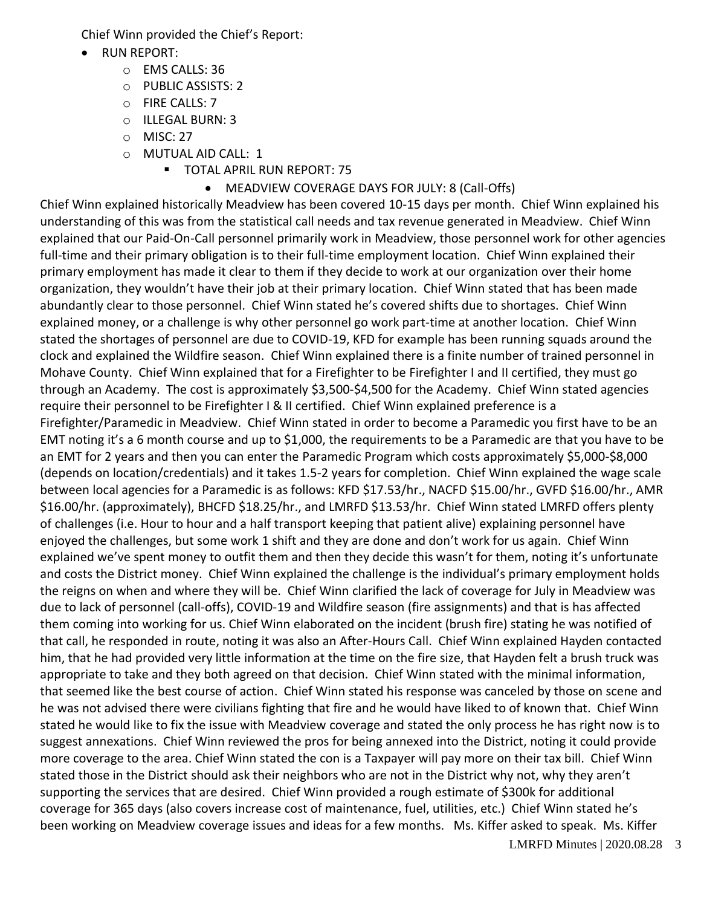Chief Winn provided the Chief's Report:

- RUN REPORT:
  - EMS CALLS: 36
  - PUBLIC ASSISTS: 2
  - FIRE CALLS: 7
  - ILLEGAL BURN: 3
  - MISC: 27
  - MUTUAL AID CALL: 1
    - TOTAL APRIL RUN REPORT: 75
      - MEADVIEW COVERAGE DAYS FOR JULY: 8 (Call-Offs)

Chief Winn explained historically Meadview has been covered 10-15 days per month. Chief Winn explained his understanding of this was from the statistical call needs and tax revenue generated in Meadview. Chief Winn explained that our Paid-On-Call personnel primarily work in Meadview, those personnel work for other agencies full-time and their primary obligation is to their full-time employment location. Chief Winn explained their primary employment has made it clear to them if they decide to work at our organization over their home organization, they wouldn't have their job at their primary location. Chief Winn stated that has been made abundantly clear to those personnel. Chief Winn stated he's covered shifts due to shortages. Chief Winn explained money, or a challenge is why other personnel go work part-time at another location. Chief Winn stated the shortages of personnel are due to COVID-19, KFD for example has been running squads around the clock and explained the Wildfire season. Chief Winn explained there is a finite number of trained personnel in Mohave County. Chief Winn explained that for a Firefighter to be Firefighter I and II certified, they must go through an Academy. The cost is approximately $3,500-$4,500 for the Academy. Chief Winn stated agencies require their personnel to be Firefighter I & II certified. Chief Winn explained preference is a Firefighter/Paramedic in Meadview. Chief Winn stated in order to become a Paramedic you first have to be an EMT noting it's a 6 month course and up to $1,000, the requirements to be a Paramedic are that you have to be an EMT for 2 years and then you can enter the Paramedic Program which costs approximately $5,000-$8,000 (depends on location/credentials) and it takes 1.5-2 years for completion. Chief Winn explained the wage scale between local agencies for a Paramedic is as follows: KFD $17.53/hr., NACFD $15.00/hr., GVFD $16.00/hr., AMR $16.00/hr. (approximately), BHCFD $18.25/hr., and LMRFD $13.53/hr. Chief Winn stated LMRFD offers plenty of challenges (i.e. Hour to hour and a half transport keeping that patient alive) explaining personnel have enjoyed the challenges, but some work 1 shift and they are done and don't work for us again. Chief Winn explained we've spent money to outfit them and then they decide this wasn't for them, noting it's unfortunate and costs the District money. Chief Winn explained the challenge is the individual's primary employment holds the reigns on when and where they will be. Chief Winn clarified the lack of coverage for July in Meadview was due to lack of personnel (call-offs), COVID-19 and Wildfire season (fire assignments) and that is has affected them coming into working for us. Chief Winn elaborated on the incident (brush fire) stating he was notified of that call, he responded in route, noting it was also an After-Hours Call. Chief Winn explained Hayden contacted him, that he had provided very little information at the time on the fire size, that Hayden felt a brush truck was appropriate to take and they both agreed on that decision. Chief Winn stated with the minimal information, that seemed like the best course of action. Chief Winn stated his response was canceled by those on scene and he was not advised there were civilians fighting that fire and he would have liked to of known that. Chief Winn stated he would like to fix the issue with Meadview coverage and stated the only process he has right now is to suggest annexations. Chief Winn reviewed the pros for being annexed into the District, noting it could provide more coverage to the area. Chief Winn stated the con is a Taxpayer will pay more on their tax bill. Chief Winn stated those in the District should ask their neighbors who are not in the District why not, why they aren't supporting the services that are desired. Chief Winn provided a rough estimate of $300k for additional coverage for 365 days (also covers increase cost of maintenance, fuel, utilities, etc.) Chief Winn stated he's been working on Meadview coverage issues and ideas for a few months. Ms. Kiffer asked to speak. Ms. Kiffer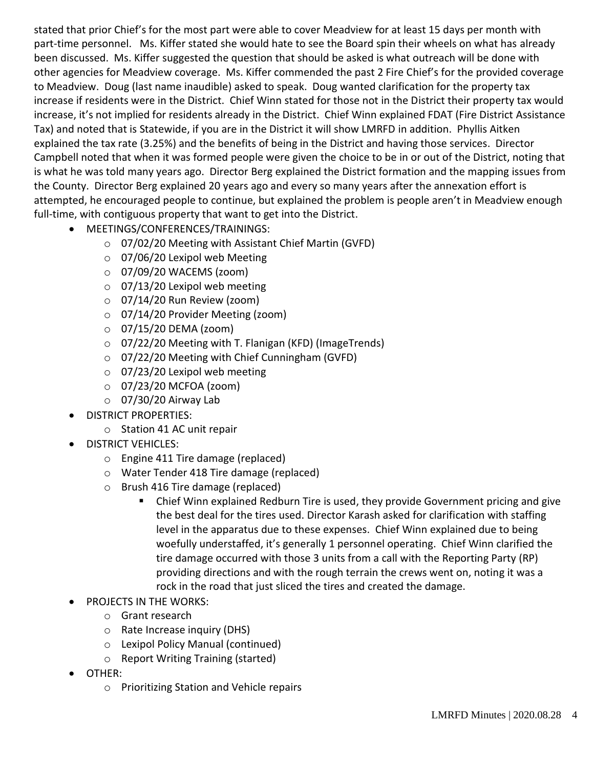stated that prior Chief's for the most part were able to cover Meadview for at least 15 days per month with part-time personnel. Ms. Kiffer stated she would hate to see the Board spin their wheels on what has already been discussed. Ms. Kiffer suggested the question that should be asked is what outreach will be done with other agencies for Meadview coverage. Ms. Kiffer commended the past 2 Fire Chief's for the provided coverage to Meadview. Doug (last name inaudible) asked to speak. Doug wanted clarification for the property tax increase if residents were in the District. Chief Winn stated for those not in the District their property tax would increase, it's not implied for residents already in the District. Chief Winn explained FDAT (Fire District Assistance Tax) and noted that is Statewide, if you are in the District it will show LMRFD in addition. Phyllis Aitken explained the tax rate (3.25%) and the benefits of being in the District and having those services. Director Campbell noted that when it was formed people were given the choice to be in or out of the District, noting that is what he was told many years ago. Director Berg explained the District formation and the mapping issues from the County. Director Berg explained 20 years ago and every so many years after the annexation effort is attempted, he encouraged people to continue, but explained the problem is people aren't in Meadview enough full-time, with contiguous property that want to get into the District.

- MEETINGS/CONFERENCES/TRAININGS:
  - 07/02/20 Meeting with Assistant Chief Martin (GVFD)
  - 07/06/20 Lexipol web Meeting
  - 07/09/20 WACEMS (zoom)
  - 07/13/20 Lexipol web meeting
  - 07/14/20 Run Review (zoom)
  - 07/14/20 Provider Meeting (zoom)
  - 07/15/20 DEMA (zoom)
  - 07/22/20 Meeting with T. Flanigan (KFD) (ImageTrends)
  - 07/22/20 Meeting with Chief Cunningham (GVFD)
  - 07/23/20 Lexipol web meeting
  - 07/23/20 MCFOA (zoom)
  - 07/30/20 Airway Lab
- DISTRICT PROPERTIES:
  - Station 41 AC unit repair
- DISTRICT VEHICLES:
  - Engine 411 Tire damage (replaced)
  - Water Tender 418 Tire damage (replaced)
  - Brush 416 Tire damage (replaced)
    - Chief Winn explained Redburn Tire is used, they provide Government pricing and give the best deal for the tires used. Director Karash asked for clarification with staffing level in the apparatus due to these expenses. Chief Winn explained due to being woefully understaffed, it's generally 1 personnel operating. Chief Winn clarified the tire damage occurred with those 3 units from a call with the Reporting Party (RP) providing directions and with the rough terrain the crews went on, noting it was a rock in the road that just sliced the tires and created the damage.
- PROJECTS IN THE WORKS:
  - Grant research
  - Rate Increase inquiry (DHS)
  - Lexipol Policy Manual (continued)
  - Report Writing Training (started)
- OTHER:
  - Prioritizing Station and Vehicle repairs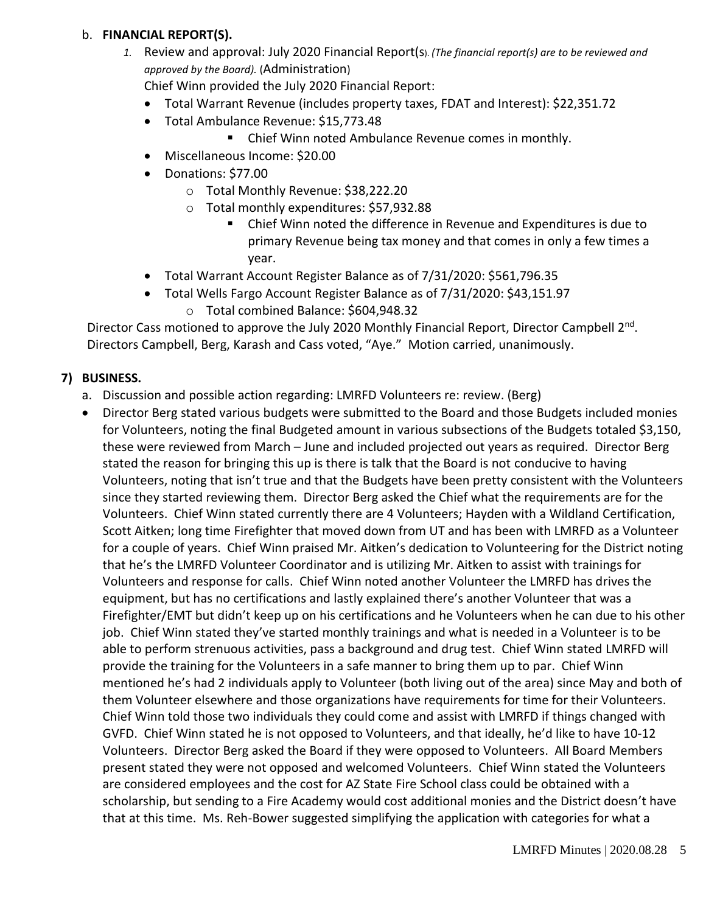b. **FINANCIAL REPORT(S).**

1. Review and approval: July 2020 Financial Report(s). *(The financial report(s) are to be reviewed and approved by the Board).* (Administration)

   Chief Winn provided the July 2020 Financial Report:

   - Total Warrant Revenue (includes property taxes, FDAT and Interest): $22,351.72
   - Total Ambulance Revenue: $15,773.48
     - Chief Winn noted Ambulance Revenue comes in monthly.
   - Miscellaneous Income: $20.00
   - Donations: $77.00
     - Total Monthly Revenue: $38,222.20
     - Total monthly expenditures: $57,932.88
       - Chief Winn noted the difference in Revenue and Expenditures is due to primary Revenue being tax money and that comes in only a few times a year.
   - Total Warrant Account Register Balance as of 7/31/2020: $561,796.35
   - Total Wells Fargo Account Register Balance as of 7/31/2020: $43,151.97
     - Total combined Balance: $604,948.32

Director Cass motioned to approve the July 2020 Monthly Financial Report, Director Campbell 2nd. Directors Campbell, Berg, Karash and Cass voted, "Aye." Motion carried, unanimously.

## 7) BUSINESS.

a. Discussion and possible action regarding: LMRFD Volunteers re: review. (Berg)

- Director Berg stated various budgets were submitted to the Board and those Budgets included monies for Volunteers, noting the final Budgeted amount in various subsections of the Budgets totaled $3,150, these were reviewed from March – June and included projected out years as required. Director Berg stated the reason for bringing this up is there is talk that the Board is not conducive to having Volunteers, noting that isn't true and that the Budgets have been pretty consistent with the Volunteers since they started reviewing them. Director Berg asked the Chief what the requirements are for the Volunteers. Chief Winn stated currently there are 4 Volunteers; Hayden with a Wildland Certification, Scott Aitken; long time Firefighter that moved down from UT and has been with LMRFD as a Volunteer for a couple of years. Chief Winn praised Mr. Aitken's dedication to Volunteering for the District noting that he's the LMRFD Volunteer Coordinator and is utilizing Mr. Aitken to assist with trainings for Volunteers and response for calls. Chief Winn noted another Volunteer the LMRFD has drives the equipment, but has no certifications and lastly explained there's another Volunteer that was a Firefighter/EMT but didn't keep up on his certifications and he Volunteers when he can due to his other job. Chief Winn stated they've started monthly trainings and what is needed in a Volunteer is to be able to perform strenuous activities, pass a background and drug test. Chief Winn stated LMRFD will provide the training for the Volunteers in a safe manner to bring them up to par. Chief Winn mentioned he's had 2 individuals apply to Volunteer (both living out of the area) since May and both of them Volunteer elsewhere and those organizations have requirements for time for their Volunteers. Chief Winn told those two individuals they could come and assist with LMRFD if things changed with GVFD. Chief Winn stated he is not opposed to Volunteers, and that ideally, he'd like to have 10-12 Volunteers. Director Berg asked the Board if they were opposed to Volunteers. All Board Members present stated they were not opposed and welcomed Volunteers. Chief Winn stated the Volunteers are considered employees and the cost for AZ State Fire School class could be obtained with a scholarship, but sending to a Fire Academy would cost additional monies and the District doesn't have that at this time. Ms. Reh-Bower suggested simplifying the application with categories for what a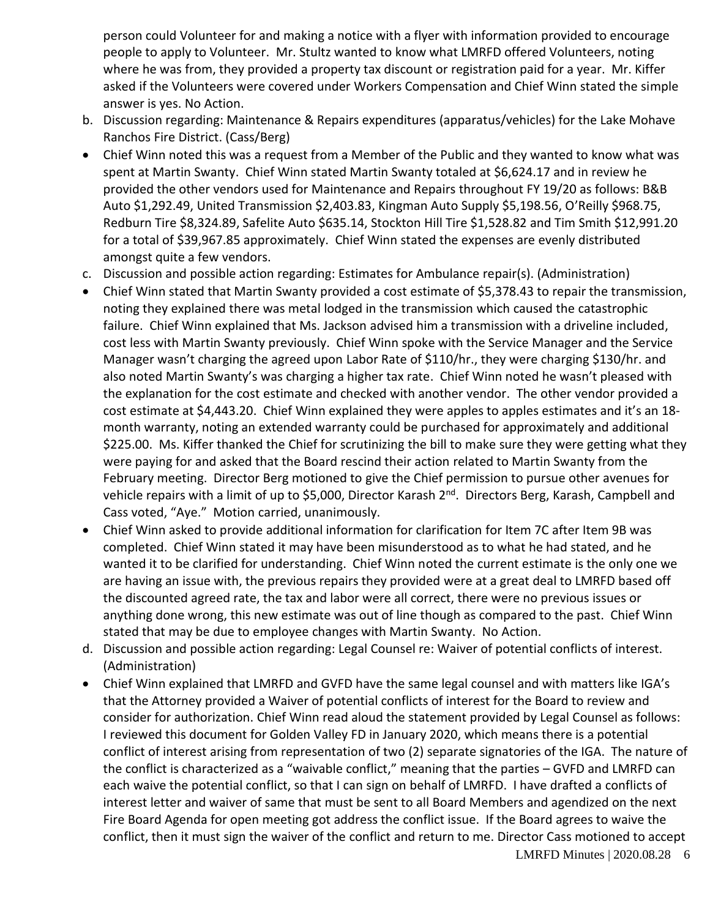person could Volunteer for and making a notice with a flyer with information provided to encourage people to apply to Volunteer. Mr. Stultz wanted to know what LMRFD offered Volunteers, noting where he was from, they provided a property tax discount or registration paid for a year. Mr. Kiffer asked if the Volunteers were covered under Workers Compensation and Chief Winn stated the simple answer is yes. No Action.

b. Discussion regarding: Maintenance & Repairs expenditures (apparatus/vehicles) for the Lake Mohave Ranchos Fire District. (Cass/Berg)

- Chief Winn noted this was a request from a Member of the Public and they wanted to know what was spent at Martin Swanty. Chief Winn stated Martin Swanty totaled at $6,624.17 and in review he provided the other vendors used for Maintenance and Repairs throughout FY 19/20 as follows: B&B Auto $1,292.49, United Transmission $2,403.83, Kingman Auto Supply $5,198.56, O'Reilly $968.75, Redburn Tire $8,324.89, Safelite Auto $635.14, Stockton Hill Tire $1,528.82 and Tim Smith $12,991.20 for a total of $39,967.85 approximately. Chief Winn stated the expenses are evenly distributed amongst quite a few vendors.

c. Discussion and possible action regarding: Estimates for Ambulance repair(s). (Administration)

- Chief Winn stated that Martin Swanty provided a cost estimate of $5,378.43 to repair the transmission, noting they explained there was metal lodged in the transmission which caused the catastrophic failure. Chief Winn explained that Ms. Jackson advised him a transmission with a driveline included, cost less with Martin Swanty previously. Chief Winn spoke with the Service Manager and the Service Manager wasn't charging the agreed upon Labor Rate of $110/hr., they were charging $130/hr. and also noted Martin Swanty's was charging a higher tax rate. Chief Winn noted he wasn't pleased with the explanation for the cost estimate and checked with another vendor. The other vendor provided a cost estimate at $4,443.20. Chief Winn explained they were apples to apples estimates and it's an 18-month warranty, noting an extended warranty could be purchased for approximately and additional $225.00. Ms. Kiffer thanked the Chief for scrutinizing the bill to make sure they were getting what they were paying for and asked that the Board rescind their action related to Martin Swanty from the February meeting. Director Berg motioned to give the Chief permission to pursue other avenues for vehicle repairs with a limit of up to $5,000, Director Karash 2nd. Directors Berg, Karash, Campbell and Cass voted, "Aye." Motion carried, unanimously.
- Chief Winn asked to provide additional information for clarification for Item 7C after Item 9B was completed. Chief Winn stated it may have been misunderstood as to what he had stated, and he wanted it to be clarified for understanding. Chief Winn noted the current estimate is the only one we are having an issue with, the previous repairs they provided were at a great deal to LMRFD based off the discounted agreed rate, the tax and labor were all correct, there were no previous issues or anything done wrong, this new estimate was out of line though as compared to the past. Chief Winn stated that may be due to employee changes with Martin Swanty. No Action.

d. Discussion and possible action regarding: Legal Counsel re: Waiver of potential conflicts of interest. (Administration)

- Chief Winn explained that LMRFD and GVFD have the same legal counsel and with matters like IGA's that the Attorney provided a Waiver of potential conflicts of interest for the Board to review and consider for authorization. Chief Winn read aloud the statement provided by Legal Counsel as follows: I reviewed this document for Golden Valley FD in January 2020, which means there is a potential conflict of interest arising from representation of two (2) separate signatories of the IGA. The nature of the conflict is characterized as a "waivable conflict," meaning that the parties – GVFD and LMRFD can each waive the potential conflict, so that I can sign on behalf of LMRFD. I have drafted a conflicts of interest letter and waiver of same that must be sent to all Board Members and agendized on the next Fire Board Agenda for open meeting got address the conflict issue. If the Board agrees to waive the conflict, then it must sign the waiver of the conflict and return to me. Director Cass motioned to accept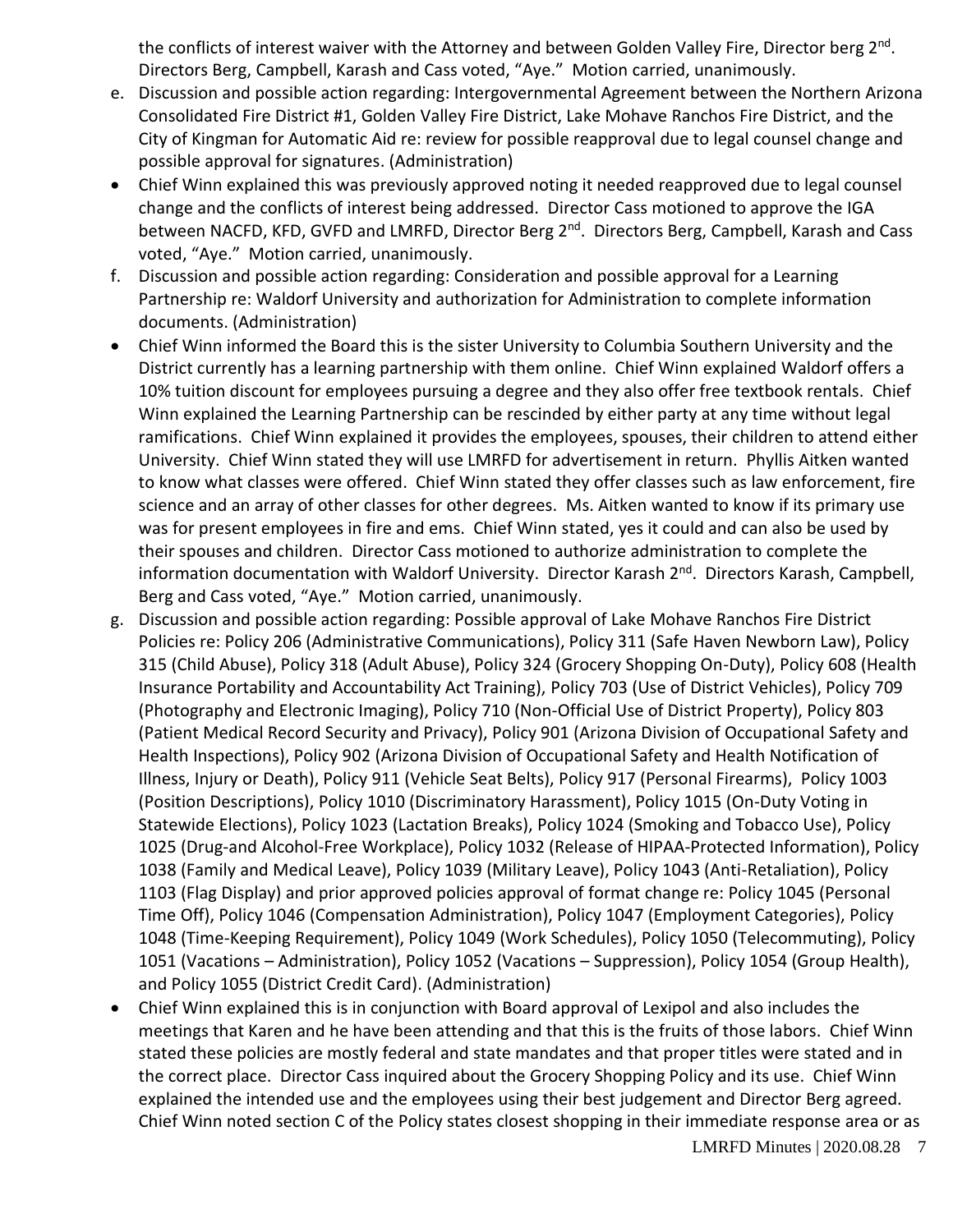the conflicts of interest waiver with the Attorney and between Golden Valley Fire, Director berg 2nd. Directors Berg, Campbell, Karash and Cass voted, "Aye." Motion carried, unanimously.

e. Discussion and possible action regarding: Intergovernmental Agreement between the Northern Arizona Consolidated Fire District #1, Golden Valley Fire District, Lake Mohave Ranchos Fire District, and the City of Kingman for Automatic Aid re: review for possible reapproval due to legal counsel change and possible approval for signatures. (Administration)

- Chief Winn explained this was previously approved noting it needed reapproved due to legal counsel change and the conflicts of interest being addressed. Director Cass motioned to approve the IGA between NACFD, KFD, GVFD and LMRFD, Director Berg 2nd. Directors Berg, Campbell, Karash and Cass voted, "Aye." Motion carried, unanimously.

f. Discussion and possible action regarding: Consideration and possible approval for a Learning Partnership re: Waldorf University and authorization for Administration to complete information documents. (Administration)

- Chief Winn informed the Board this is the sister University to Columbia Southern University and the District currently has a learning partnership with them online. Chief Winn explained Waldorf offers a 10% tuition discount for employees pursuing a degree and they also offer free textbook rentals. Chief Winn explained the Learning Partnership can be rescinded by either party at any time without legal ramifications. Chief Winn explained it provides the employees, spouses, their children to attend either University. Chief Winn stated they will use LMRFD for advertisement in return. Phyllis Aitken wanted to know what classes were offered. Chief Winn stated they offer classes such as law enforcement, fire science and an array of other classes for other degrees. Ms. Aitken wanted to know if its primary use was for present employees in fire and ems. Chief Winn stated, yes it could and can also be used by their spouses and children. Director Cass motioned to authorize administration to complete the information documentation with Waldorf University. Director Karash 2nd. Directors Karash, Campbell, Berg and Cass voted, "Aye." Motion carried, unanimously.

g. Discussion and possible action regarding: Possible approval of Lake Mohave Ranchos Fire District Policies re: Policy 206 (Administrative Communications), Policy 311 (Safe Haven Newborn Law), Policy 315 (Child Abuse), Policy 318 (Adult Abuse), Policy 324 (Grocery Shopping On-Duty), Policy 608 (Health Insurance Portability and Accountability Act Training), Policy 703 (Use of District Vehicles), Policy 709 (Photography and Electronic Imaging), Policy 710 (Non-Official Use of District Property), Policy 803 (Patient Medical Record Security and Privacy), Policy 901 (Arizona Division of Occupational Safety and Health Inspections), Policy 902 (Arizona Division of Occupational Safety and Health Notification of Illness, Injury or Death), Policy 911 (Vehicle Seat Belts), Policy 917 (Personal Firearms), Policy 1003 (Position Descriptions), Policy 1010 (Discriminatory Harassment), Policy 1015 (On-Duty Voting in Statewide Elections), Policy 1023 (Lactation Breaks), Policy 1024 (Smoking and Tobacco Use), Policy 1025 (Drug-and Alcohol-Free Workplace), Policy 1032 (Release of HIPAA-Protected Information), Policy 1038 (Family and Medical Leave), Policy 1039 (Military Leave), Policy 1043 (Anti-Retaliation), Policy 1103 (Flag Display) and prior approved policies approval of format change re: Policy 1045 (Personal Time Off), Policy 1046 (Compensation Administration), Policy 1047 (Employment Categories), Policy 1048 (Time-Keeping Requirement), Policy 1049 (Work Schedules), Policy 1050 (Telecommuting), Policy 1051 (Vacations – Administration), Policy 1052 (Vacations – Suppression), Policy 1054 (Group Health), and Policy 1055 (District Credit Card). (Administration)

- Chief Winn explained this is in conjunction with Board approval of Lexipol and also includes the meetings that Karen and he have been attending and that this is the fruits of those labors. Chief Winn stated these policies are mostly federal and state mandates and that proper titles were stated and in the correct place. Director Cass inquired about the Grocery Shopping Policy and its use. Chief Winn explained the intended use and the employees using their best judgement and Director Berg agreed. Chief Winn noted section C of the Policy states closest shopping in their immediate response area or as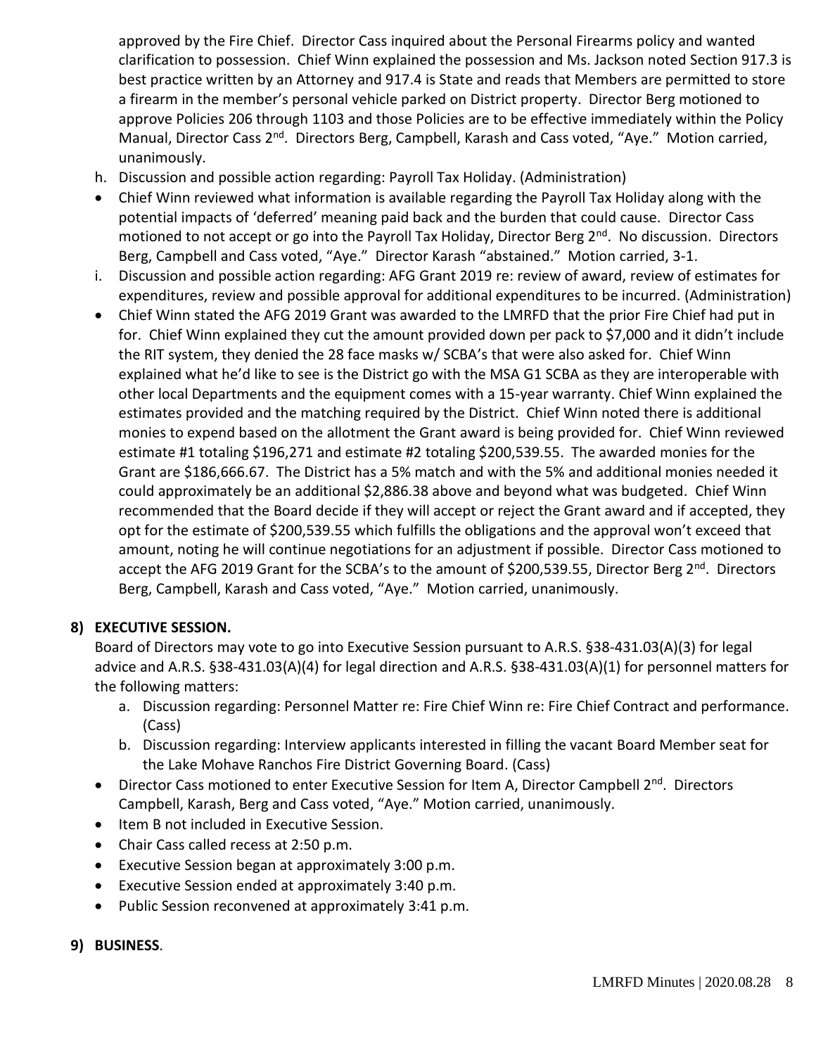approved by the Fire Chief. Director Cass inquired about the Personal Firearms policy and wanted clarification to possession. Chief Winn explained the possession and Ms. Jackson noted Section 917.3 is best practice written by an Attorney and 917.4 is State and reads that Members are permitted to store a firearm in the member's personal vehicle parked on District property. Director Berg motioned to approve Policies 206 through 1103 and those Policies are to be effective immediately within the Policy Manual, Director Cass 2nd. Directors Berg, Campbell, Karash and Cass voted, "Aye." Motion carried, unanimously.

h. Discussion and possible action regarding: Payroll Tax Holiday. (Administration)

- Chief Winn reviewed what information is available regarding the Payroll Tax Holiday along with the potential impacts of 'deferred' meaning paid back and the burden that could cause. Director Cass motioned to not accept or go into the Payroll Tax Holiday, Director Berg 2nd. No discussion. Directors Berg, Campbell and Cass voted, "Aye." Director Karash "abstained." Motion carried, 3-1.

i. Discussion and possible action regarding: AFG Grant 2019 re: review of award, review of estimates for expenditures, review and possible approval for additional expenditures to be incurred. (Administration)

- Chief Winn stated the AFG 2019 Grant was awarded to the LMRFD that the prior Fire Chief had put in for. Chief Winn explained they cut the amount provided down per pack to $7,000 and it didn't include the RIT system, they denied the 28 face masks w/ SCBA's that were also asked for. Chief Winn explained what he'd like to see is the District go with the MSA G1 SCBA as they are interoperable with other local Departments and the equipment comes with a 15-year warranty. Chief Winn explained the estimates provided and the matching required by the District. Chief Winn noted there is additional monies to expend based on the allotment the Grant award is being provided for. Chief Winn reviewed estimate #1 totaling $196,271 and estimate #2 totaling $200,539.55. The awarded monies for the Grant are $186,666.67. The District has a 5% match and with the 5% and additional monies needed it could approximately be an additional $2,886.38 above and beyond what was budgeted. Chief Winn recommended that the Board decide if they will accept or reject the Grant award and if accepted, they opt for the estimate of $200,539.55 which fulfills the obligations and the approval won't exceed that amount, noting he will continue negotiations for an adjustment if possible. Director Cass motioned to accept the AFG 2019 Grant for the SCBA's to the amount of $200,539.55, Director Berg 2nd. Directors Berg, Campbell, Karash and Cass voted, "Aye." Motion carried, unanimously.

**8) EXECUTIVE SESSION.**

Board of Directors may vote to go into Executive Session pursuant to A.R.S. §38-431.03(A)(3) for legal advice and A.R.S. §38-431.03(A)(4) for legal direction and A.R.S. §38-431.03(A)(1) for personnel matters for the following matters:

a. Discussion regarding: Personnel Matter re: Fire Chief Winn re: Fire Chief Contract and performance. (Cass)
b. Discussion regarding: Interview applicants interested in filling the vacant Board Member seat for the Lake Mohave Ranchos Fire District Governing Board. (Cass)

- Director Cass motioned to enter Executive Session for Item A, Director Campbell 2nd. Directors Campbell, Karash, Berg and Cass voted, "Aye." Motion carried, unanimously.
- Item B not included in Executive Session.
- Chair Cass called recess at 2:50 p.m.
- Executive Session began at approximately 3:00 p.m.
- Executive Session ended at approximately 3:40 p.m.
- Public Session reconvened at approximately 3:41 p.m.

**9) BUSINESS.**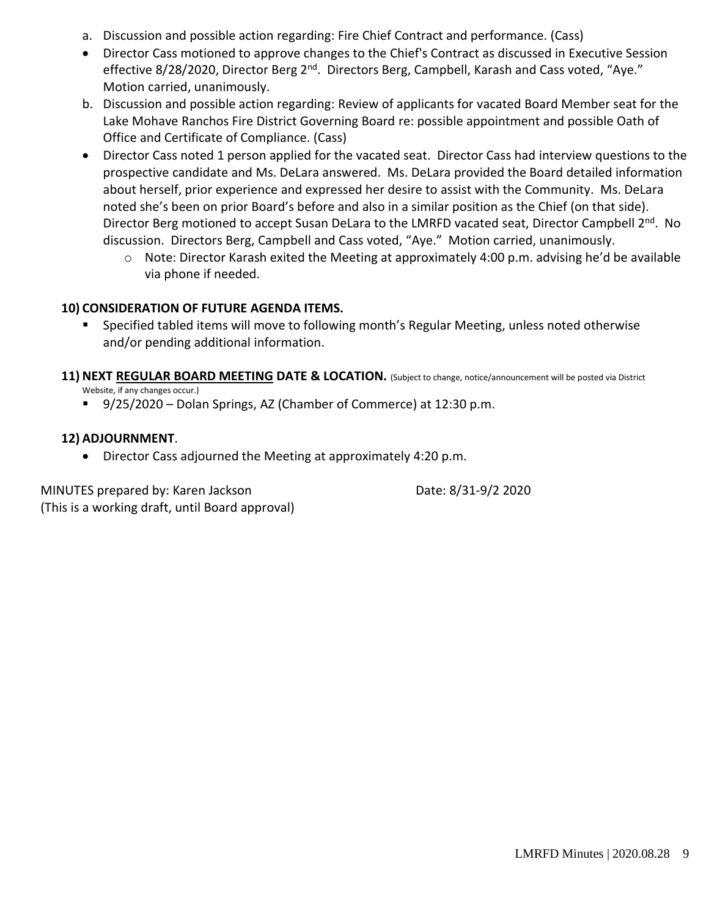a. Discussion and possible action regarding: Fire Chief Contract and performance. (Cass)

- Director Cass motioned to approve changes to the Chief's Contract as discussed in Executive Session effective 8/28/2020, Director Berg 2nd. Directors Berg, Campbell, Karash and Cass voted, "Aye." Motion carried, unanimously.

b. Discussion and possible action regarding: Review of applicants for vacated Board Member seat for the Lake Mohave Ranchos Fire District Governing Board re: possible appointment and possible Oath of Office and Certificate of Compliance. (Cass)

- Director Cass noted 1 person applied for the vacated seat. Director Cass had interview questions to the prospective candidate and Ms. DeLara answered. Ms. DeLara provided the Board detailed information about herself, prior experience and expressed her desire to assist with the Community. Ms. DeLara noted she's been on prior Board's before and also in a similar position as the Chief (on that side). Director Berg motioned to accept Susan DeLara to the LMRFD vacated seat, Director Campbell 2nd. No discussion. Directors Berg, Campbell and Cass voted, "Aye." Motion carried, unanimously.
    - Note: Director Karash exited the Meeting at approximately 4:00 p.m. advising he'd be available via phone if needed.

**10) CONSIDERATION OF FUTURE AGENDA ITEMS.**

- Specified tabled items will move to following month's Regular Meeting, unless noted otherwise and/or pending additional information.

**11) NEXT REGULAR BOARD MEETING DATE & LOCATION.** (Subject to change, notice/announcement will be posted via District Website, if any changes occur.)

- 9/25/2020 – Dolan Springs, AZ (Chamber of Commerce) at 12:30 p.m.

**12) ADJOURNMENT**.

- Director Cass adjourned the Meeting at approximately 4:20 p.m.

MINUTES prepared by: Karen Jackson Date: 8/31-9/2 2020
(This is a working draft, until Board approval)